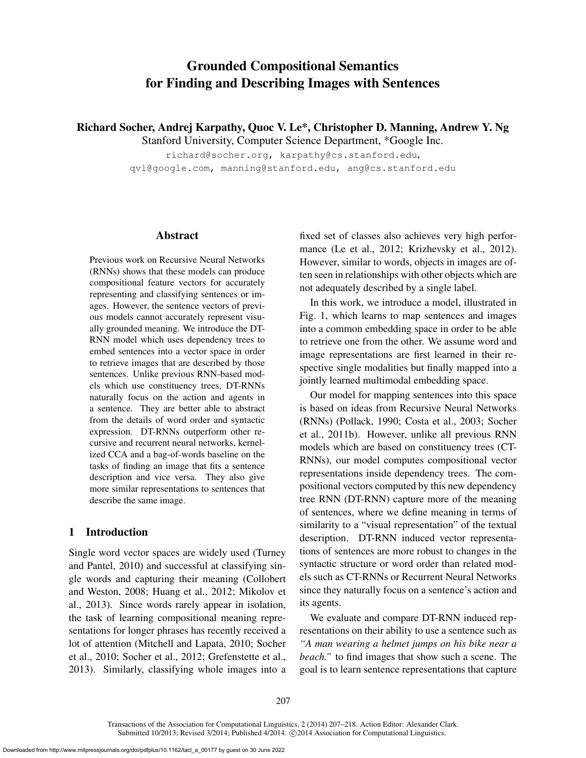# Grounded Compositional Semantics for Finding and Describing Images with Sentences

**Richard Socher, Andrej Karpathy, Quoc V. Le*, Christopher D. Manning, Andrew Y. Ng**

Stanford University, Computer Science Department, *Google Inc.

richard@socher.org, karpathy@cs.stanford.edu, qvl@google.com, manning@stanford.edu, ang@cs.stanford.edu

## Abstract

Previous work on Recursive Neural Networks (RNNs) shows that these models can produce compositional feature vectors for accurately representing and classifying sentences or images. However, the sentence vectors of previous models cannot accurately represent visually grounded meaning. We introduce the DT-RNN model which uses dependency trees to embed sentences into a vector space in order to retrieve images that are described by those sentences. Unlike previous RNN-based models which use constituency trees, DT-RNNs naturally focus on the action and agents in a sentence. They are better able to abstract from the details of word order and syntactic expression. DT-RNNs outperform other recursive and recurrent neural networks, kernelized CCA and a bag-of-words baseline on the tasks of finding an image that fits a sentence description and vice versa. They also give more similar representations to sentences that describe the same image.

## 1 Introduction

Single word vector spaces are widely used (Turney and Pantel, 2010) and successful at classifying single words and capturing their meaning (Collobert and Weston, 2008; Huang et al., 2012; Mikolov et al., 2013). Since words rarely appear in isolation, the task of learning compositional meaning representations for longer phrases has recently received a lot of attention (Mitchell and Lapata, 2010; Socher et al., 2010; Socher et al., 2012; Grefenstette et al., 2013). Similarly, classifying whole images into a fixed set of classes also achieves very high performance (Le et al., 2012; Krizhevsky et al., 2012). However, similar to words, objects in images are often seen in relationships with other objects which are not adequately described by a single label.

In this work, we introduce a model, illustrated in Fig. 1, which learns to map sentences and images into a common embedding space in order to be able to retrieve one from the other. We assume word and image representations are first learned in their respective single modalities but finally mapped into a jointly learned multimodal embedding space.

Our model for mapping sentences into this space is based on ideas from Recursive Neural Networks (RNNs) (Pollack, 1990; Costa et al., 2003; Socher et al., 2011b). However, unlike all previous RNN models which are based on constituency trees (CT-RNNs), our model computes compositional vector representations inside dependency trees. The compositional vectors computed by this new dependency tree RNN (DT-RNN) capture more of the meaning of sentences, where we define meaning in terms of similarity to a "visual representation" of the textual description. DT-RNN induced vector representations of sentences are more robust to changes in the syntactic structure or word order than related models such as CT-RNNs or Recurrent Neural Networks since they naturally focus on a sentence's action and its agents.

We evaluate and compare DT-RNN induced representations on their ability to use a sentence such as *"A man wearing a helmet jumps on his bike near a beach."* to find images that show such a scene. The goal is to learn sentence representations that capture

Transactions of the Association for Computational Linguistics, 2 (2014) 207–218. Action Editor: Alexander Clark. Submitted 10/2013; Revised 3/2014; Published 4/2014. ©2014 Association for Computational Linguistics.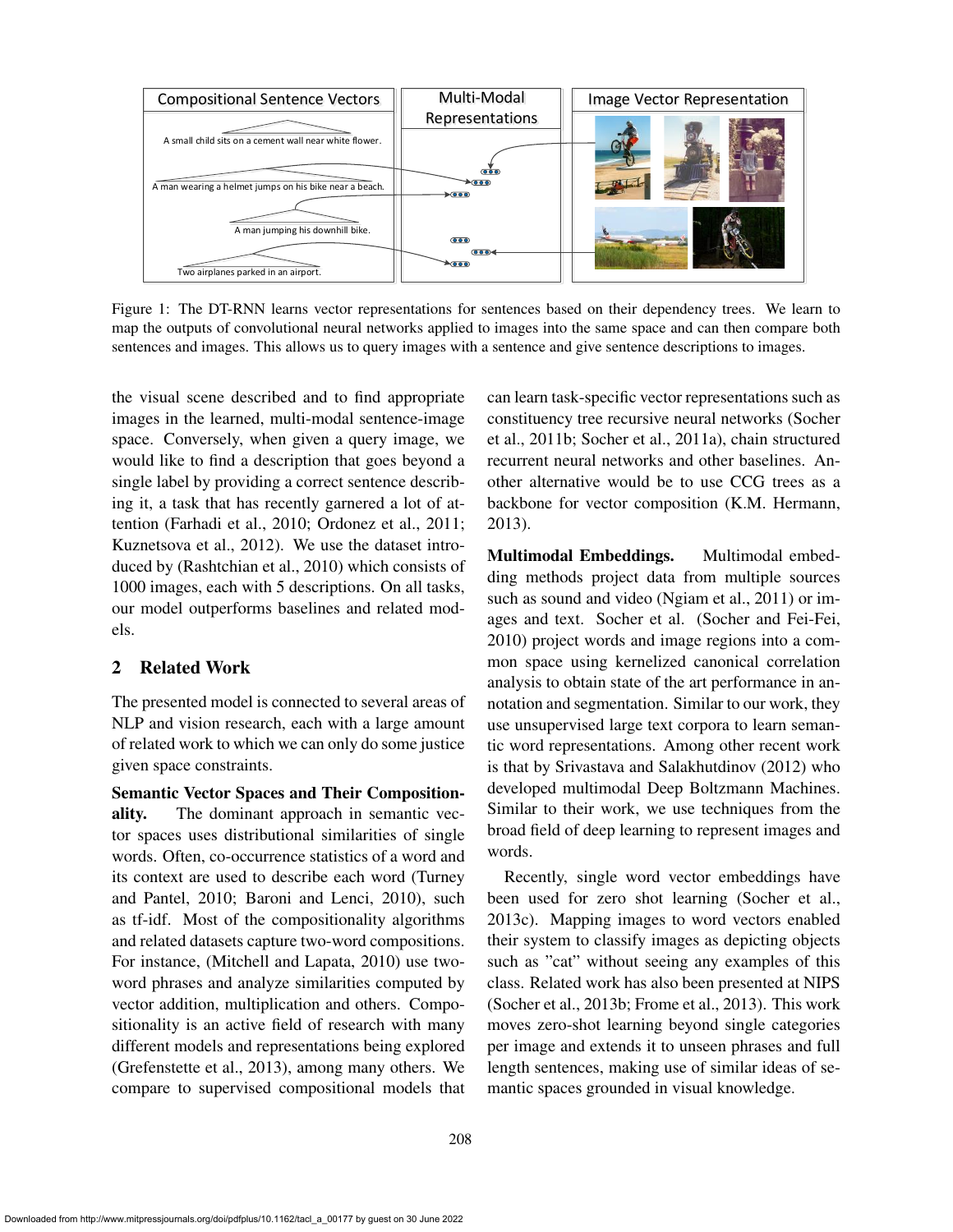Figure 1: The DT-RNN learns vector representations for sentences based on their dependency trees. We learn to map the outputs of convolutional neural networks applied to images into the same space and can then compare both sentences and images. This allows us to query images with a sentence and give sentence descriptions to images.

the visual scene described and to find appropriate images in the learned, multi-modal sentence-image space. Conversely, when given a query image, we would like to find a description that goes beyond a single label by providing a correct sentence describing it, a task that has recently garnered a lot of attention (Farhadi et al., 2010; Ordonez et al., 2011; Kuznetsova et al., 2012). We use the dataset introduced by (Rashtchian et al., 2010) which consists of 1000 images, each with 5 descriptions. On all tasks, our model outperforms baselines and related models.

## 2 Related Work

The presented model is connected to several areas of NLP and vision research, each with a large amount of related work to which we can only do some justice given space constraints.

**Semantic Vector Spaces and Their Compositionality.** The dominant approach in semantic vector spaces uses distributional similarities of single words. Often, co-occurrence statistics of a word and its context are used to describe each word (Turney and Pantel, 2010; Baroni and Lenci, 2010), such as tf-idf. Most of the compositionality algorithms and related datasets capture two-word compositions. For instance, (Mitchell and Lapata, 2010) use two-word phrases and analyze similarities computed by vector addition, multiplication and others. Compositionality is an active field of research with many different models and representations being explored (Grefenstette et al., 2013), among many others. We compare to supervised compositional models that can learn task-specific vector representations such as constituency tree recursive neural networks (Socher et al., 2011b; Socher et al., 2011a), chain structured recurrent neural networks and other baselines. Another alternative would be to use CCG trees as a backbone for vector composition (K.M. Hermann, 2013).

**Multimodal Embeddings.** Multimodal embedding methods project data from multiple sources such as sound and video (Ngiam et al., 2011) or images and text. Socher et al. (Socher and Fei-Fei, 2010) project words and image regions into a common space using kernelized canonical correlation analysis to obtain state of the art performance in annotation and segmentation. Similar to our work, they use unsupervised large text corpora to learn semantic word representations. Among other recent work is that by Srivastava and Salakhutdinov (2012) who developed multimodal Deep Boltzmann Machines. Similar to their work, we use techniques from the broad field of deep learning to represent images and words.

Recently, single word vector embeddings have been used for zero shot learning (Socher et al., 2013c). Mapping images to word vectors enabled their system to classify images as depicting objects such as "cat" without seeing any examples of this class. Related work has also been presented at NIPS (Socher et al., 2013b; Frome et al., 2013). This work moves zero-shot learning beyond single categories per image and extends it to unseen phrases and full length sentences, making use of similar ideas of semantic spaces grounded in visual knowledge.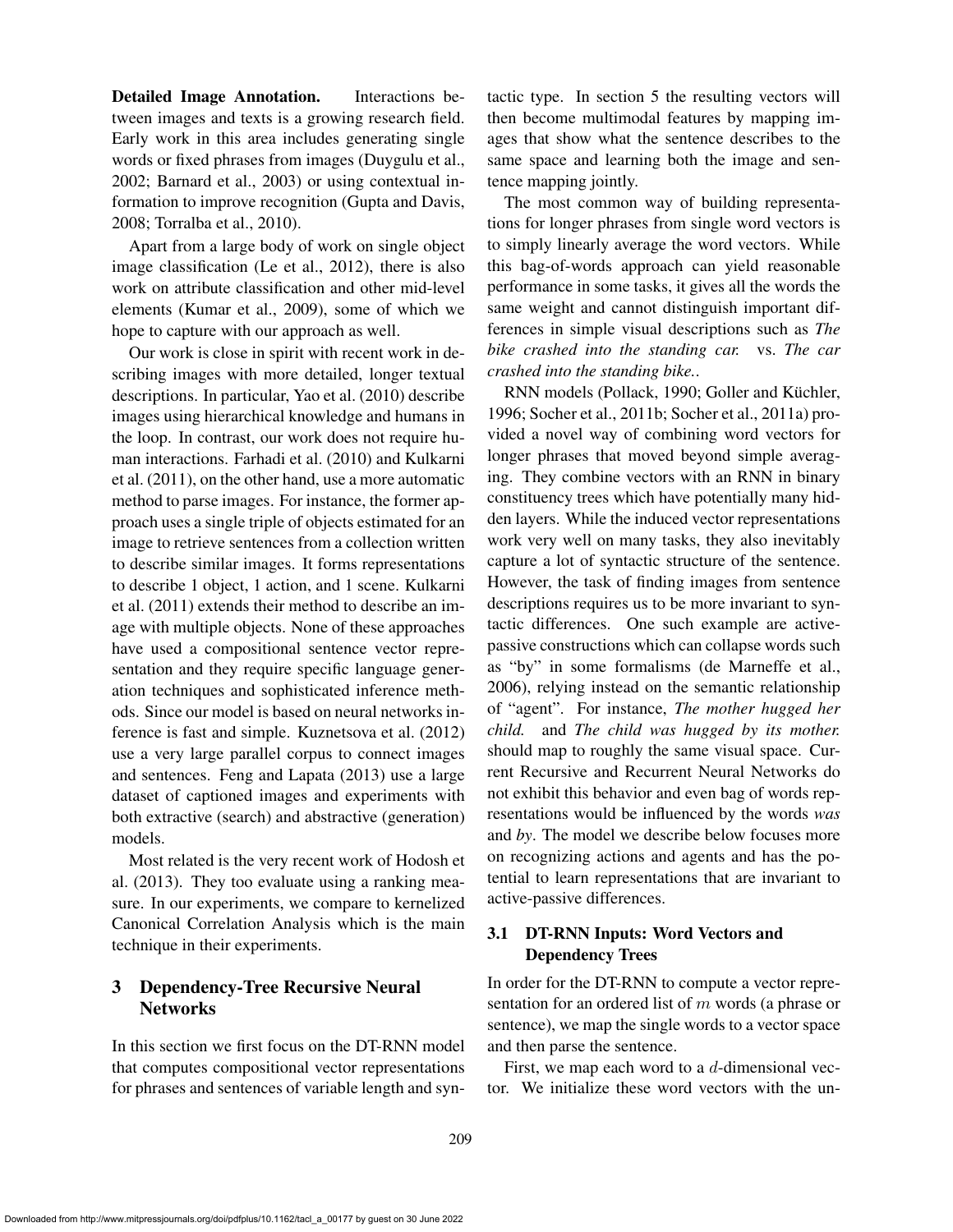**Detailed Image Annotation.** Interactions between images and texts is a growing research field. Early work in this area includes generating single words or fixed phrases from images (Duygulu et al., 2002; Barnard et al., 2003) or using contextual information to improve recognition (Gupta and Davis, 2008; Torralba et al., 2010).

Apart from a large body of work on single object image classification (Le et al., 2012), there is also work on attribute classification and other mid-level elements (Kumar et al., 2009), some of which we hope to capture with our approach as well.

Our work is close in spirit with recent work in describing images with more detailed, longer textual descriptions. In particular, Yao et al. (2010) describe images using hierarchical knowledge and humans in the loop. In contrast, our work does not require human interactions. Farhadi et al. (2010) and Kulkarni et al. (2011), on the other hand, use a more automatic method to parse images. For instance, the former approach uses a single triple of objects estimated for an image to retrieve sentences from a collection written to describe similar images. It forms representations to describe 1 object, 1 action, and 1 scene. Kulkarni et al. (2011) extends their method to describe an image with multiple objects. None of these approaches have used a compositional sentence vector representation and they require specific language generation techniques and sophisticated inference methods. Since our model is based on neural networks inference is fast and simple. Kuznetsova et al. (2012) use a very large parallel corpus to connect images and sentences. Feng and Lapata (2013) use a large dataset of captioned images and experiments with both extractive (search) and abstractive (generation) models.

Most related is the very recent work of Hodosh et al. (2013). They too evaluate using a ranking measure. In our experiments, we compare to kernelized Canonical Correlation Analysis which is the main technique in their experiments.

## 3 Dependency-Tree Recursive Neural Networks

In this section we first focus on the DT-RNN model that computes compositional vector representations for phrases and sentences of variable length and syntactic type. In section 5 the resulting vectors will then become multimodal features by mapping images that show what the sentence describes to the same space and learning both the image and sentence mapping jointly.

The most common way of building representations for longer phrases from single word vectors is to simply linearly average the word vectors. While this bag-of-words approach can yield reasonable performance in some tasks, it gives all the words the same weight and cannot distinguish important differences in simple visual descriptions such as *The bike crashed into the standing car.* vs. *The car crashed into the standing bike.*.

RNN models (Pollack, 1990; Goller and Küchler, 1996; Socher et al., 2011b; Socher et al., 2011a) provided a novel way of combining word vectors for longer phrases that moved beyond simple averaging. They combine vectors with an RNN in binary constituency trees which have potentially many hidden layers. While the induced vector representations work very well on many tasks, they also inevitably capture a lot of syntactic structure of the sentence. However, the task of finding images from sentence descriptions requires us to be more invariant to syntactic differences. One such example are active-passive constructions which can collapse words such as "by" in some formalisms (de Marneffe et al., 2006), relying instead on the semantic relationship of "agent". For instance, *The mother hugged her child.* and *The child was hugged by its mother.* should map to roughly the same visual space. Current Recursive and Recurrent Neural Networks do not exhibit this behavior and even bag of words representations would be influenced by the words *was* and *by*. The model we describe below focuses more on recognizing actions and agents and has the potential to learn representations that are invariant to active-passive differences.

### 3.1 DT-RNN Inputs: Word Vectors and Dependency Trees

In order for the DT-RNN to compute a vector representation for an ordered list of $m$ words (a phrase or sentence), we map the single words to a vector space and then parse the sentence.

First, we map each word to a $d$-dimensional vector. We initialize these word vectors with the un-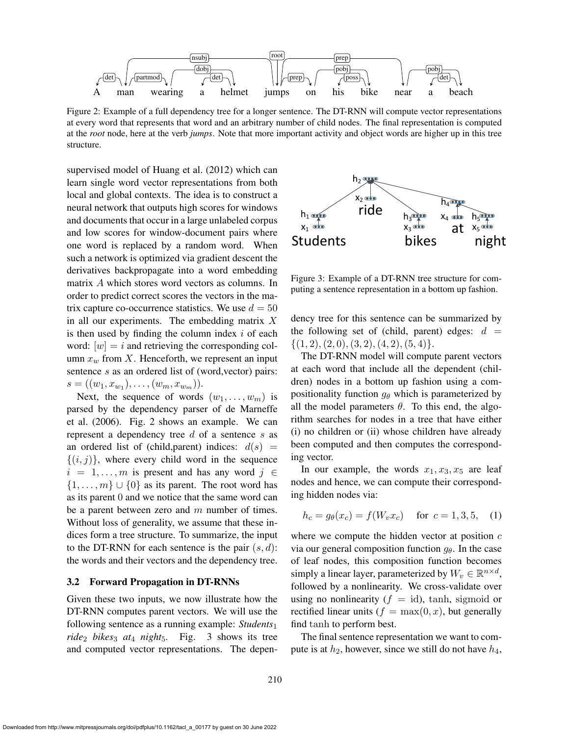Figure 2: Example of a full dependency tree for a longer sentence. The DT-RNN will compute vector representations at every word that represents that word and an arbitrary number of child nodes. The final representation is computed at the *root* node, here at the verb *jumps*. Note that more important activity and object words are higher up in this tree structure.

supervised model of Huang et al. (2012) which can learn single word vector representations from both local and global contexts. The idea is to construct a neural network that outputs high scores for windows and documents that occur in a large unlabeled corpus and low scores for window-document pairs where one word is replaced by a random word. When such a network is optimized via gradient descent the derivatives backpropagate into a word embedding matrix $A$ which stores word vectors as columns. In order to predict correct scores the vectors in the matrix capture co-occurrence statistics. We use $d = 50$ in all our experiments. The embedding matrix $X$ is then used by finding the column index $i$ of each word: $[w] = i$ and retrieving the corresponding column $x_w$ from $X$. Henceforth, we represent an input sentence $s$ as an ordered list of (word,vector) pairs: $s = ((w_1, x_{w_1}), \ldots, (w_m, x_{w_m}))$.

Next, the sequence of words $(w_1, \ldots, w_m)$ is parsed by the dependency parser of de Marneffe et al. (2006). Fig. 2 shows an example. We can represent a dependency tree $d$ of a sentence $s$ as an ordered list of (child,parent) indices: $d(s) = \{(i, j)\}$, where every child word in the sequence $i = 1, \ldots, m$ is present and has any word $j \in \{1, \ldots, m\} \cup \{0\}$ as its parent. The root word has as its parent 0 and we notice that the same word can be a parent between zero and $m$ number of times. Without loss of generality, we assume that these indices form a tree structure. To summarize, the input to the DT-RNN for each sentence is the pair $(s, d)$: the words and their vectors and the dependency tree.

### 3.2 Forward Propagation in DT-RNNs

Given these two inputs, we now illustrate how the DT-RNN computes parent vectors. We will use the following sentence as a running example: *Students*$_1$ *ride*$_2$ *bikes*$_3$ *at*$_4$ *night*$_5$. Fig. 3 shows its tree and computed vector representations. The dependency tree for this sentence can be summarized by the following set of (child, parent) edges: $d = \{(1, 2), (2, 0), (3, 2), (4, 2), (5, 4)\}$.

Figure 3: Example of a DT-RNN tree structure for computing a sentence representation in a bottom up fashion.

The DT-RNN model will compute parent vectors at each word that include all the dependent (children) nodes in a bottom up fashion using a compositionality function $g_\theta$ which is parameterized by all the model parameters $\theta$. To this end, the algorithm searches for nodes in a tree that have either (i) no children or (ii) whose children have already been computed and then computes the corresponding vector.

In our example, the words $x_1, x_3, x_5$ are leaf nodes and hence, we can compute their corresponding hidden nodes via:

$$h_c = g_\theta(x_c) = f(W_v x_c) \quad \text{for } c = 1, 3, 5, \quad (1)$$

where we compute the hidden vector at position $c$ via our general composition function $g_\theta$. In the case of leaf nodes, this composition function becomes simply a linear layer, parameterized by $W_v \in \mathbb{R}^{n \times d}$, followed by a nonlinearity. We cross-validate over using no nonlinearity ($f = \text{id}$), $\tanh$, $\text{sigmoid}$ or rectified linear units ($f = \max(0, x)$, but generally find $\tanh$ to perform best.

The final sentence representation we want to compute is at $h_2$, however, since we still do not have $h_4$,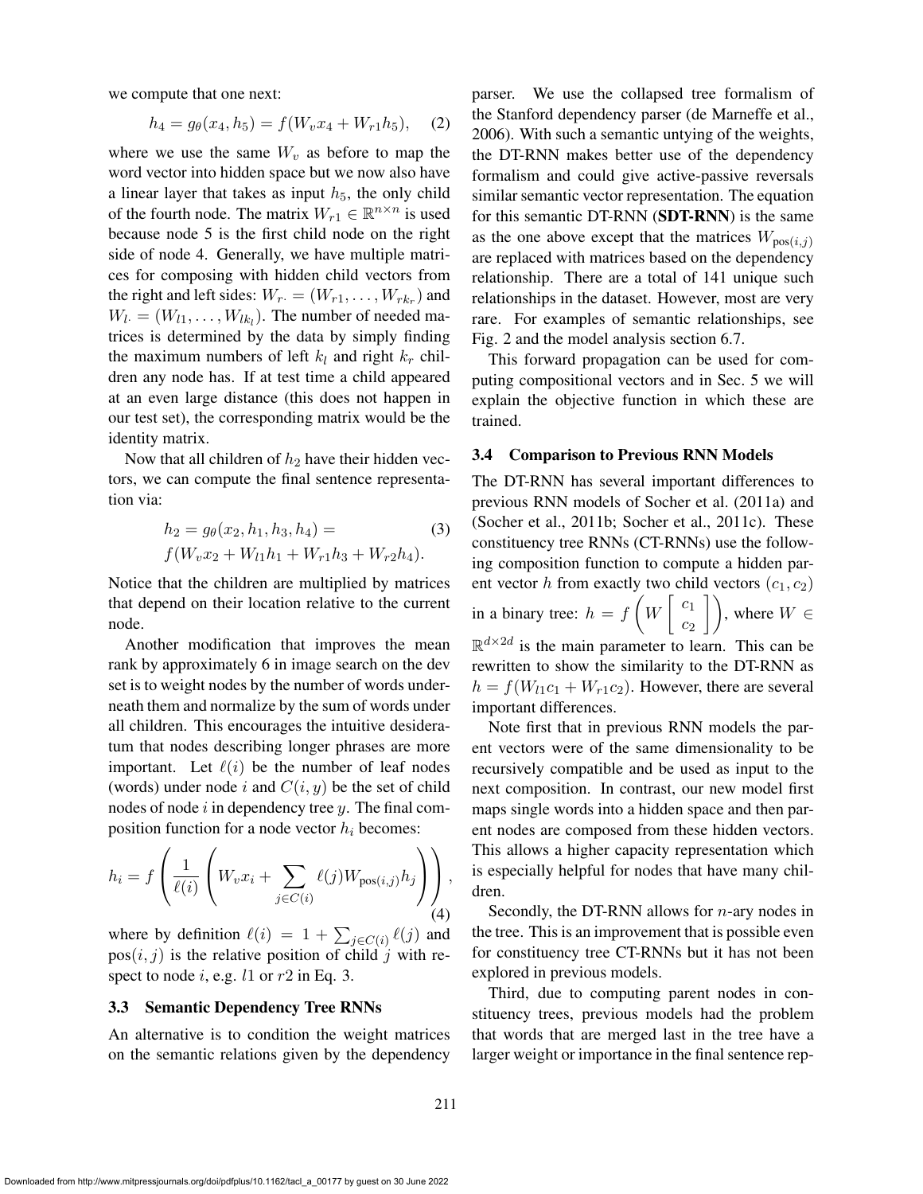we compute that one next:

$$h_4 = g_\theta(x_4, h_5) = f(W_v x_4 + W_{r1} h_5), \quad (2)$$

where we use the same $W_v$ as before to map the word vector into hidden space but we now also have a linear layer that takes as input $h_5$, the only child of the fourth node. The matrix $W_{r1} \in \mathbb{R}^{n \times n}$ is used because node 5 is the first child node on the right side of node 4. Generally, we have multiple matrices for composing with hidden child vectors from the right and left sides: $W_{r\cdot} = (W_{r1}, \ldots, W_{rk_r})$ and $W_{l\cdot} = (W_{l1}, \ldots, W_{lk_l})$. The number of needed matrices is determined by the data by simply finding the maximum numbers of left $k_l$ and right $k_r$ children any node has. If at test time a child appeared at an even large distance (this does not happen in our test set), the corresponding matrix would be the identity matrix.

Now that all children of $h_2$ have their hidden vectors, we can compute the final sentence representation via:

$$\begin{aligned} h_2 &= g_\theta(x_2, h_1, h_3, h_4) = \\ & f(W_v x_2 + W_{l1} h_1 + W_{r1} h_3 + W_{r2} h_4). \end{aligned} \quad (3)$$

Notice that the children are multiplied by matrices that depend on their location relative to the current node.

Another modification that improves the mean rank by approximately 6 in image search on the dev set is to weight nodes by the number of words underneath them and normalize by the sum of words under all children. This encourages the intuitive desideratum that nodes describing longer phrases are more important. Let $\ell(i)$ be the number of leaf nodes (words) under node $i$ and $C(i, y)$ be the set of child nodes of node $i$ in dependency tree $y$. The final composition function for a node vector $h_i$ becomes:

$$h_i = f\left(\frac{1}{\ell(i)}\left(W_v x_i + \sum_{j \in C(i)} \ell(j) W_{\text{pos}(i,j)} h_j\right)\right), \quad (4)$$

where by definition $\ell(i) = 1 + \sum_{j \in C(i)} \ell(j)$ and $\text{pos}(i, j)$ is the relative position of child $j$ with respect to node $i$, e.g. $l1$ or $r2$ in Eq. 3.

### 3.3 Semantic Dependency Tree RNNs

An alternative is to condition the weight matrices on the semantic relations given by the dependency parser. We use the collapsed tree formalism of the Stanford dependency parser (de Marneffe et al., 2006). With such a semantic untying of the weights, the DT-RNN makes better use of the dependency formalism and could give active-passive reversals similar semantic vector representation. The equation for this semantic DT-RNN (**SDT-RNN**) is the same as the one above except that the matrices $W_{\text{pos}(i,j)}$ are replaced with matrices based on the dependency relationship. There are a total of 141 unique such relationships in the dataset. However, most are very rare. For examples of semantic relationships, see Fig. 2 and the model analysis section 6.7.

This forward propagation can be used for computing compositional vectors and in Sec. 5 we will explain the objective function in which these are trained.

### 3.4 Comparison to Previous RNN Models

The DT-RNN has several important differences to previous RNN models of Socher et al. (2011a) and (Socher et al., 2011b; Socher et al., 2011c). These constituency tree RNNs (CT-RNNs) use the following composition function to compute a hidden parent vector $h$ from exactly two child vectors $(c_1, c_2)$ in a binary tree: $h = f\left(W \begin{bmatrix} c_1 \\ c_2 \end{bmatrix}\right)$, where $W \in \mathbb{R}^{d \times 2d}$ is the main parameter to learn. This can be rewritten to show the similarity to the DT-RNN as $h = f(W_{l1} c_1 + W_{r1} c_2)$. However, there are several important differences.

Note first that in previous RNN models the parent vectors were of the same dimensionality to be recursively compatible and be used as input to the next composition. In contrast, our new model first maps single words into a hidden space and then parent nodes are composed from these hidden vectors. This allows a higher capacity representation which is especially helpful for nodes that have many children.

Secondly, the DT-RNN allows for $n$-ary nodes in the tree. This is an improvement that is possible even for constituency tree CT-RNNs but it has not been explored in previous models.

Third, due to computing parent nodes in constituency trees, previous models had the problem that words that are merged last in the tree have a larger weight or importance in the final sentence rep-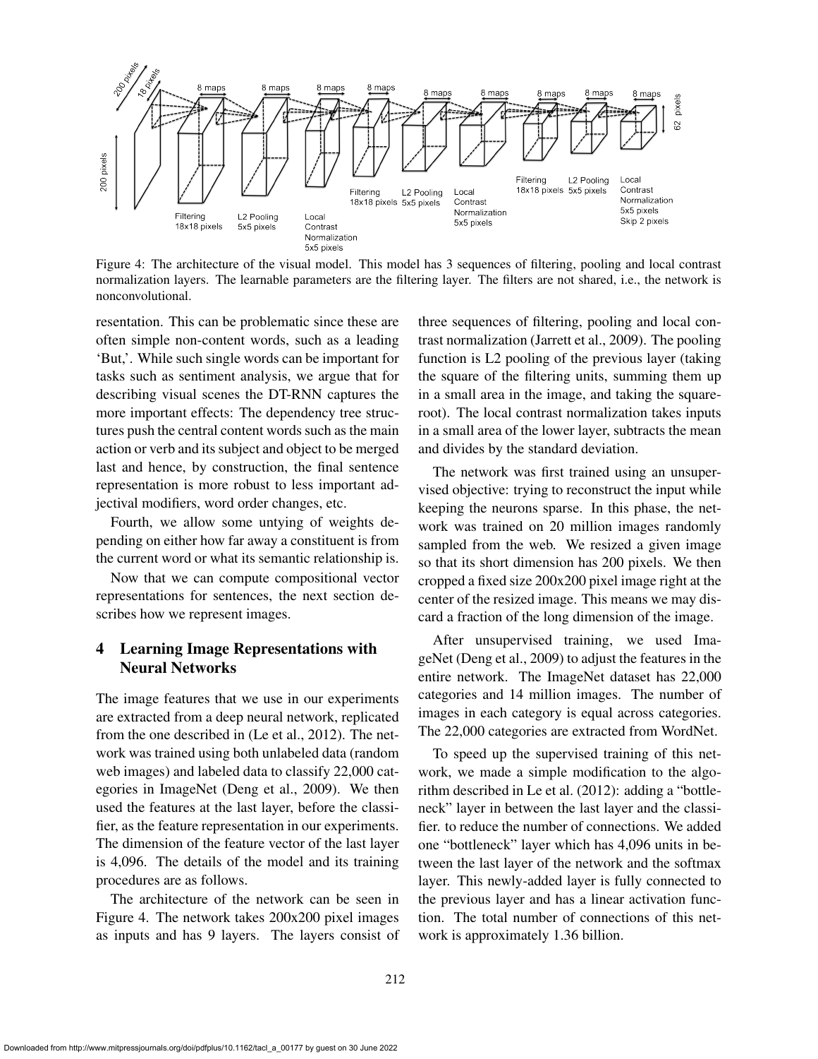Figure 4: The architecture of the visual model. This model has 3 sequences of filtering, pooling and local contrast normalization layers. The learnable parameters are the filtering layer. The filters are not shared, i.e., the network is nonconvolutional.

resentation. This can be problematic since these are often simple non-content words, such as a leading 'But,'. While such single words can be important for tasks such as sentiment analysis, we argue that for describing visual scenes the DT-RNN captures the more important effects: The dependency tree structures push the central content words such as the main action or verb and its subject and object to be merged last and hence, by construction, the final sentence representation is more robust to less important adjectival modifiers, word order changes, etc.

Fourth, we allow some untying of weights depending on either how far away a constituent is from the current word or what its semantic relationship is.

Now that we can compute compositional vector representations for sentences, the next section describes how we represent images.

## 4 Learning Image Representations with Neural Networks

The image features that we use in our experiments are extracted from a deep neural network, replicated from the one described in (Le et al., 2012). The network was trained using both unlabeled data (random web images) and labeled data to classify 22,000 categories in ImageNet (Deng et al., 2009). We then used the features at the last layer, before the classifier, as the feature representation in our experiments. The dimension of the feature vector of the last layer is 4,096. The details of the model and its training procedures are as follows.

The architecture of the network can be seen in Figure 4. The network takes 200x200 pixel images as inputs and has 9 layers. The layers consist of three sequences of filtering, pooling and local contrast normalization (Jarrett et al., 2009). The pooling function is L2 pooling of the previous layer (taking the square of the filtering units, summing them up in a small area in the image, and taking the square-root). The local contrast normalization takes inputs in a small area of the lower layer, subtracts the mean and divides by the standard deviation.

The network was first trained using an unsupervised objective: trying to reconstruct the input while keeping the neurons sparse. In this phase, the network was trained on 20 million images randomly sampled from the web. We resized a given image so that its short dimension has 200 pixels. We then cropped a fixed size 200x200 pixel image right at the center of the resized image. This means we may discard a fraction of the long dimension of the image.

After unsupervised training, we used ImageNet (Deng et al., 2009) to adjust the features in the entire network. The ImageNet dataset has 22,000 categories and 14 million images. The number of images in each category is equal across categories. The 22,000 categories are extracted from WordNet.

To speed up the supervised training of this network, we made a simple modification to the algorithm described in Le et al. (2012): adding a "bottleneck" layer in between the last layer and the classifier. to reduce the number of connections. We added one "bottleneck" layer which has 4,096 units in between the last layer of the network and the softmax layer. This newly-added layer is fully connected to the previous layer and has a linear activation function. The total number of connections of this network is approximately 1.36 billion.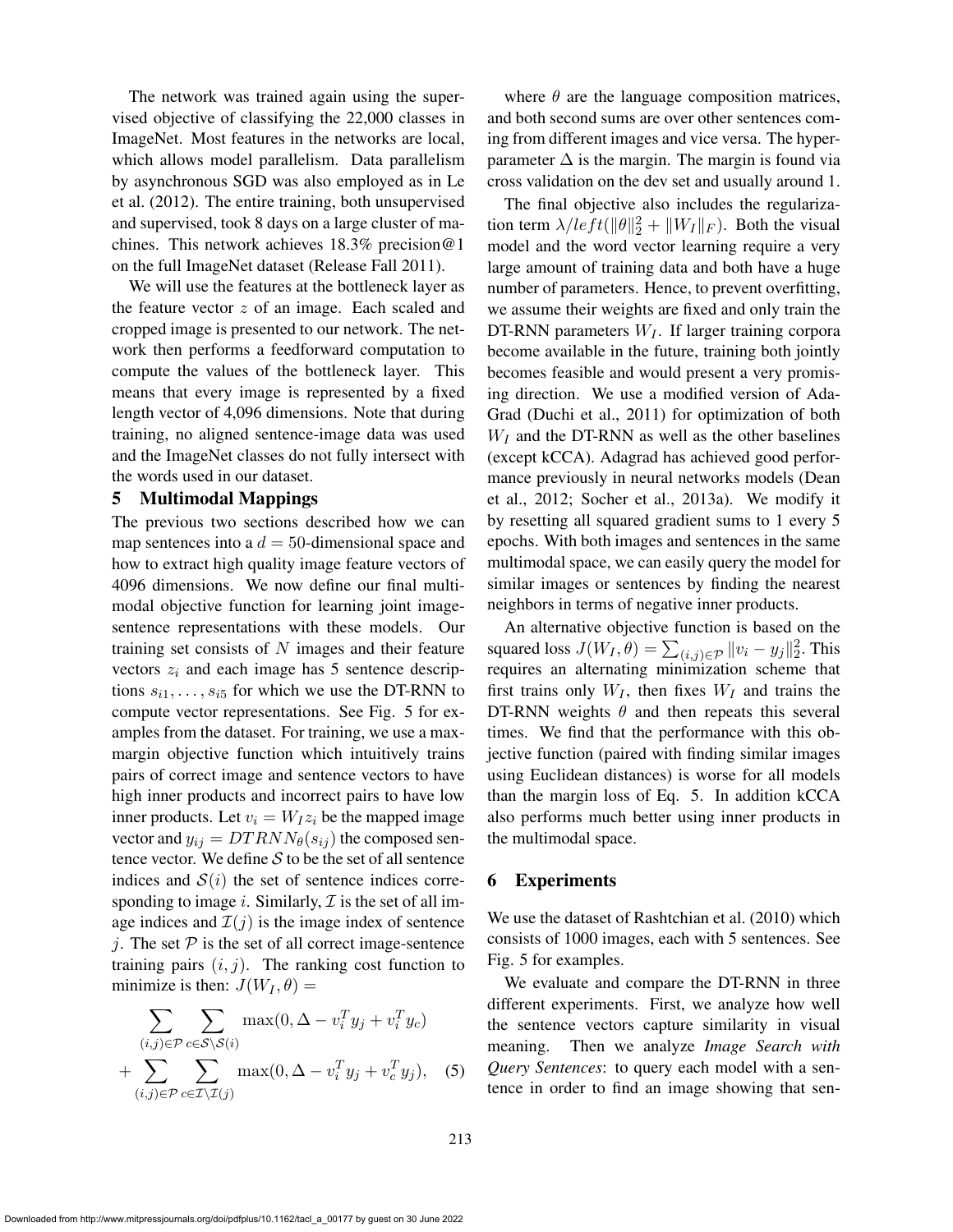The network was trained again using the supervised objective of classifying the 22,000 classes in ImageNet. Most features in the networks are local, which allows model parallelism. Data parallelism by asynchronous SGD was also employed as in Le et al. (2012). The entire training, both unsupervised and supervised, took 8 days on a large cluster of machines. This network achieves 18.3% precision@1 on the full ImageNet dataset (Release Fall 2011).

We will use the features at the bottleneck layer as the feature vector $z$ of an image. Each scaled and cropped image is presented to our network. The network then performs a feedforward computation to compute the values of the bottleneck layer. This means that every image is represented by a fixed length vector of 4,096 dimensions. Note that during training, no aligned sentence-image data was used and the ImageNet classes do not fully intersect with the words used in our dataset.

## 5 Multimodal Mappings

The previous two sections described how we can map sentences into a $d = 50$-dimensional space and how to extract high quality image feature vectors of 4096 dimensions. We now define our final multimodal objective function for learning joint image-sentence representations with these models. Our training set consists of $N$ images and their feature vectors $z_i$ and each image has 5 sentence descriptions $s_{i1}, \ldots, s_{i5}$ for which we use the DT-RNN to compute vector representations. See Fig. 5 for examples from the dataset. For training, we use a max-margin objective function which intuitively trains pairs of correct image and sentence vectors to have high inner products and incorrect pairs to have low inner products. Let $v_i = W_I z_i$ be the mapped image vector and $y_{ij} = DTRNN_\theta(s_{ij})$ the composed sentence vector. We define $\mathcal{S}$ to be the set of all sentence indices and $\mathcal{S}(i)$ the set of sentence indices corresponding to image $i$. Similarly, $\mathcal{I}$ is the set of all image indices and $\mathcal{I}(j)$ is the image index of sentence $j$. The set $\mathcal{P}$ is the set of all correct image-sentence training pairs $(i, j)$. The ranking cost function to minimize is then: $J(W_I, \theta) =$

$$\sum_{(i,j)\in\mathcal{P}} \sum_{c\in\mathcal{S}\setminus\mathcal{S}(i)} \max(0, \Delta - v_i^T y_j + v_i^T y_c) + \sum_{(i,j)\in\mathcal{P}} \sum_{c\in\mathcal{I}\setminus\mathcal{I}(j)} \max(0, \Delta - v_i^T y_j + v_c^T y_j), \quad (5)$$

where $\theta$ are the language composition matrices, and both second sums are over other sentences coming from different images and vice versa. The hyperparameter $\Delta$ is the margin. The margin is found via cross validation on the dev set and usually around 1.

The final objective also includes the regularization term $\lambda/left(\|\theta\|_2^2 + \|W_I\|_F)$. Both the visual model and the word vector learning require a very large amount of training data and both have a huge number of parameters. Hence, to prevent overfitting, we assume their weights are fixed and only train the DT-RNN parameters $W_I$. If larger training corpora become available in the future, training both jointly becomes feasible and would present a very promising direction. We use a modified version of AdaGrad (Duchi et al., 2011) for optimization of both $W_I$ and the DT-RNN as well as the other baselines (except kCCA). Adagrad has achieved good performance previously in neural networks models (Dean et al., 2012; Socher et al., 2013a). We modify it by resetting all squared gradient sums to 1 every 5 epochs. With both images and sentences in the same multimodal space, we can easily query the model for similar images or sentences by finding the nearest neighbors in terms of negative inner products.

An alternative objective function is based on the squared loss $J(W_I, \theta) = \sum_{(i,j)\in\mathcal{P}} \|v_i - y_j\|_2^2$. This requires an alternating minimization scheme that first trains only $W_I$, then fixes $W_I$ and trains the DT-RNN weights $\theta$ and then repeats this several times. We find that the performance with this objective function (paired with finding similar images using Euclidean distances) is worse for all models than the margin loss of Eq. 5. In addition kCCA also performs much better using inner products in the multimodal space.

## 6 Experiments

We use the dataset of Rashtchian et al. (2010) which consists of 1000 images, each with 5 sentences. See Fig. 5 for examples.

We evaluate and compare the DT-RNN in three different experiments. First, we analyze how well the sentence vectors capture similarity in visual meaning. Then we analyze *Image Search with Query Sentences*: to query each model with a sentence in order to find an image showing that sen-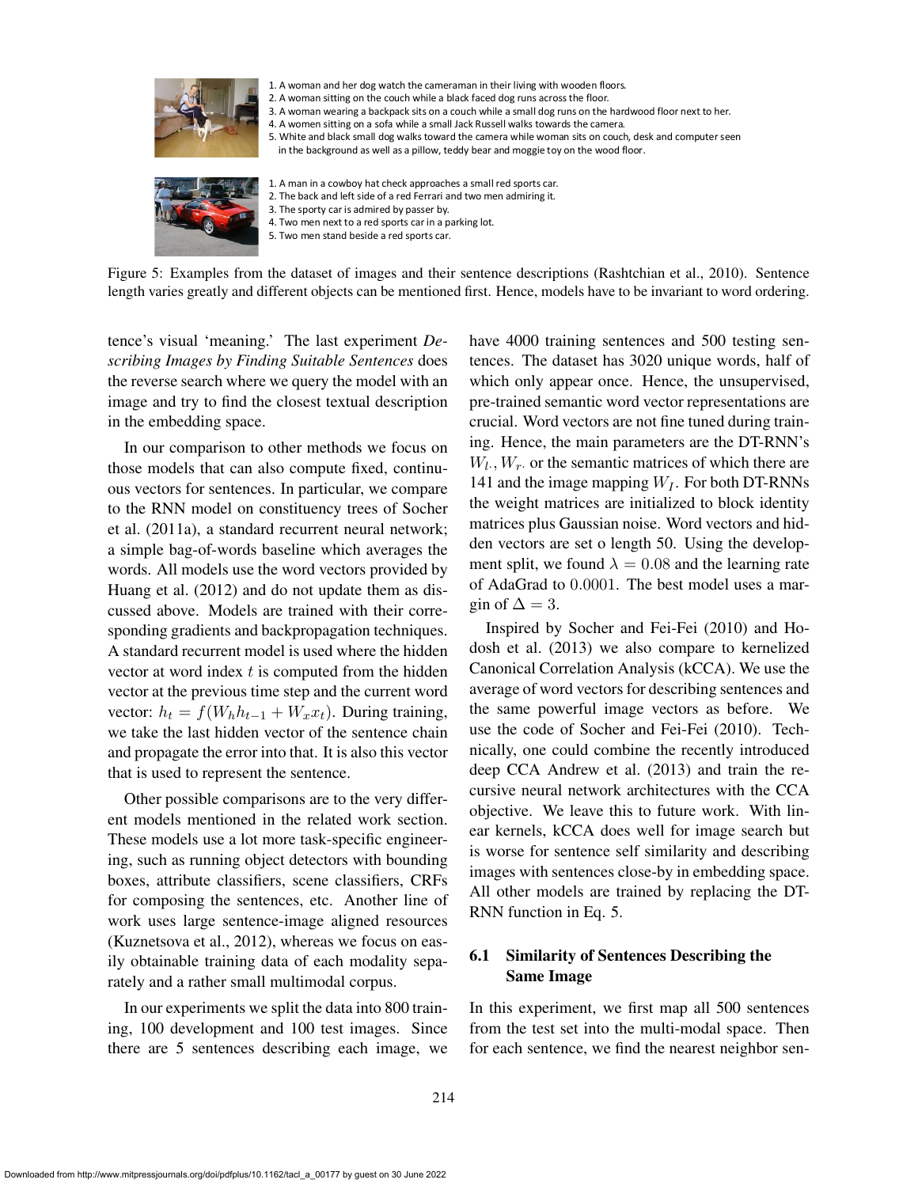1. A woman and her dog watch the cameraman in their living with wooden floors.
2. A woman sitting on the couch while a black faced dog runs across the floor.
3. A woman wearing a backpack sits on a couch while a small dog runs on the hardwood floor next to her.
4. A women sitting on a sofa while a small Jack Russell walks towards the camera.
5. White and black small dog walks toward the camera while woman sits on couch, desk and computer seen in the background as well as a pillow, teddy bear and moggie toy on the wood floor.

1. A man in a cowboy hat check approaches a small red sports car.
2. The back and left side of a red Ferrari and two men admiring it.
3. The sporty car is admired by passer by.
4. Two men next to a red sports car in a parking lot.
5. Two men stand beside a red sports car.

Figure 5: Examples from the dataset of images and their sentence descriptions (Rashtchian et al., 2010). Sentence length varies greatly and different objects can be mentioned first. Hence, models have to be invariant to word ordering.

tence's visual 'meaning.' The last experiment *Describing Images by Finding Suitable Sentences* does the reverse search where we query the model with an image and try to find the closest textual description in the embedding space.

In our comparison to other methods we focus on those models that can also compute fixed, continuous vectors for sentences. In particular, we compare to the RNN model on constituency trees of Socher et al. (2011a), a standard recurrent neural network; a simple bag-of-words baseline which averages the words. All models use the word vectors provided by Huang et al. (2012) and do not update them as discussed above. Models are trained with their corresponding gradients and backpropagation techniques. A standard recurrent model is used where the hidden vector at word index $t$ is computed from the hidden vector at the previous time step and the current word vector: $h_t = f(W_h h_{t-1} + W_x x_t)$. During training, we take the last hidden vector of the sentence chain and propagate the error into that. It is also this vector that is used to represent the sentence.

Other possible comparisons are to the very different models mentioned in the related work section. These models use a lot more task-specific engineering, such as running object detectors with bounding boxes, attribute classifiers, scene classifiers, CRFs for composing the sentences, etc. Another line of work uses large sentence-image aligned resources (Kuznetsova et al., 2012), whereas we focus on easily obtainable training data of each modality separately and a rather small multimodal corpus.

In our experiments we split the data into 800 training, 100 development and 100 test images. Since there are 5 sentences describing each image, we have 4000 training sentences and 500 testing sentences. The dataset has 3020 unique words, half of which only appear once. Hence, the unsupervised, pre-trained semantic word vector representations are crucial. Word vectors are not fine tuned during training. Hence, the main parameters are the DT-RNN's $W_{l\cdot}, W_{r\cdot}$ or the semantic matrices of which there are 141 and the image mapping $W_I$. For both DT-RNNs the weight matrices are initialized to block identity matrices plus Gaussian noise. Word vectors and hidden vectors are set o length 50. Using the development split, we found $\lambda = 0.08$ and the learning rate of AdaGrad to $0.0001$. The best model uses a margin of $\Delta = 3$.

Inspired by Socher and Fei-Fei (2010) and Hodosh et al. (2013) we also compare to kernelized Canonical Correlation Analysis (kCCA). We use the average of word vectors for describing sentences and the same powerful image vectors as before. We use the code of Socher and Fei-Fei (2010). Technically, one could combine the recently introduced deep CCA Andrew et al. (2013) and train the recursive neural network architectures with the CCA objective. We leave this to future work. With linear kernels, kCCA does well for image search but is worse for sentence self similarity and describing images with sentences close-by in embedding space. All other models are trained by replacing the DT-RNN function in Eq. 5.

### 6.1 Similarity of Sentences Describing the Same Image

In this experiment, we first map all 500 sentences from the test set into the multi-modal space. Then for each sentence, we find the nearest neighbor sen-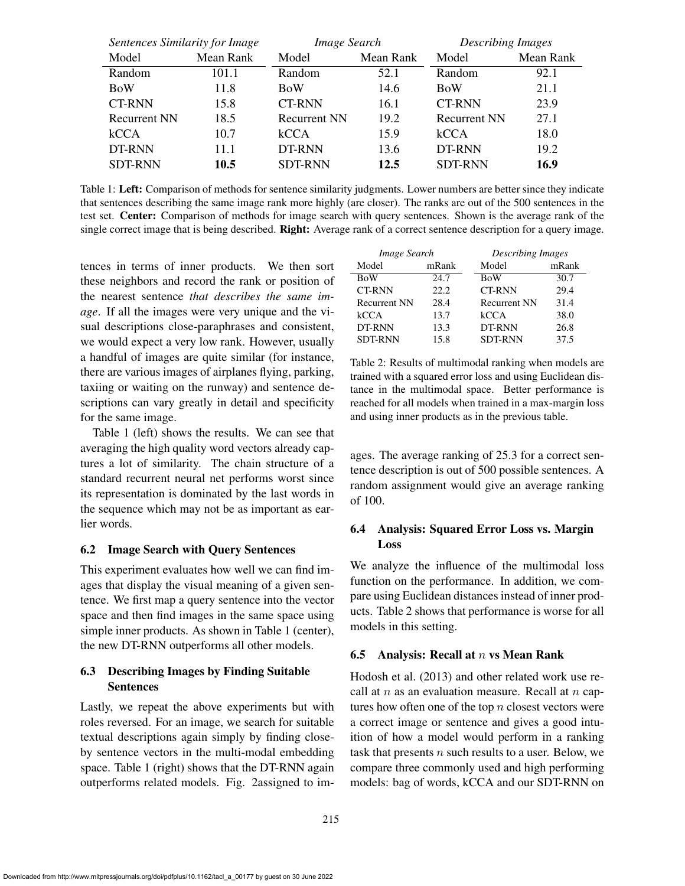| *Sentences Similarity for Image* | | *Image Search* | | *Describing Images* | |
|---|---|---|---|---|---|
| Model | Mean Rank | Model | Mean Rank | Model | Mean Rank |
| Random | 101.1 | Random | 52.1 | Random | 92.1 |
| BoW | 11.8 | BoW | 14.6 | BoW | 21.1 |
| CT-RNN | 15.8 | CT-RNN | 16.1 | CT-RNN | 23.9 |
| Recurrent NN | 18.5 | Recurrent NN | 19.2 | Recurrent NN | 27.1 |
| kCCA | 10.7 | kCCA | 15.9 | kCCA | 18.0 |
| DT-RNN | 11.1 | DT-RNN | 13.6 | DT-RNN | 19.2 |
| SDT-RNN | **10.5** | SDT-RNN | **12.5** | SDT-RNN | **16.9** |

Table 1: **Left:** Comparison of methods for sentence similarity judgments. Lower numbers are better since they indicate that sentences describing the same image rank more highly (are closer). The ranks are out of the 500 sentences in the test set. **Center:** Comparison of methods for image search with query sentences. Shown is the average rank of the single correct image that is being described. **Right:** Average rank of a correct sentence description for a query image.

tences in terms of inner products. We then sort these neighbors and record the rank or position of the nearest sentence *that describes the same image*. If all the images were very unique and the visual descriptions close-paraphrases and consistent, we would expect a very low rank. However, usually a handful of images are quite similar (for instance, there are various images of airplanes flying, parking, taxiing or waiting on the runway) and sentence descriptions can vary greatly in detail and specificity for the same image.

Table 1 (left) shows the results. We can see that averaging the high quality word vectors already captures a lot of similarity. The chain structure of a standard recurrent neural net performs worst since its representation is dominated by the last words in the sequence which may not be as important as earlier words.

### 6.2 Image Search with Query Sentences

This experiment evaluates how well we can find images that display the visual meaning of a given sentence. We first map a query sentence into the vector space and then find images in the same space using simple inner products. As shown in Table 1 (center), the new DT-RNN outperforms all other models.

### 6.3 Describing Images by Finding Suitable Sentences

Lastly, we repeat the above experiments but with roles reversed. For an image, we search for suitable textual descriptions again simply by finding close-by sentence vectors in the multi-modal embedding space. Table 1 (right) shows that the DT-RNN again outperforms related models. Fig. 2assigned to images. The average ranking of 25.3 for a correct sentence description is out of 500 possible sentences. A random assignment would give an average ranking of 100.

| *Image Search* | | *Describing Images* | |
|---|---|---|---|
| Model | mRank | Model | mRank |
| BoW | 24.7 | BoW | 30.7 |
| CT-RNN | 22.2 | CT-RNN | 29.4 |
| Recurrent NN | 28.4 | Recurrent NN | 31.4 |
| kCCA | 13.7 | kCCA | 38.0 |
| DT-RNN | 13.3 | DT-RNN | 26.8 |
| SDT-RNN | 15.8 | SDT-RNN | 37.5 |

Table 2: Results of multimodal ranking when models are trained with a squared error loss and using Euclidean distance in the multimodal space. Better performance is reached for all models when trained in a max-margin loss and using inner products as in the previous table.

### 6.4 Analysis: Squared Error Loss vs. Margin Loss

We analyze the influence of the multimodal loss function on the performance. In addition, we compare using Euclidean distances instead of inner products. Table 2 shows that performance is worse for all models in this setting.

### 6.5 Analysis: Recall at $n$ vs Mean Rank

Hodosh et al. (2013) and other related work use recall at $n$ as an evaluation measure. Recall at $n$ captures how often one of the top $n$ closest vectors were a correct image or sentence and gives a good intuition of how a model would perform in a ranking task that presents $n$ such results to a user. Below, we compare three commonly used and high performing models: bag of words, kCCA and our SDT-RNN on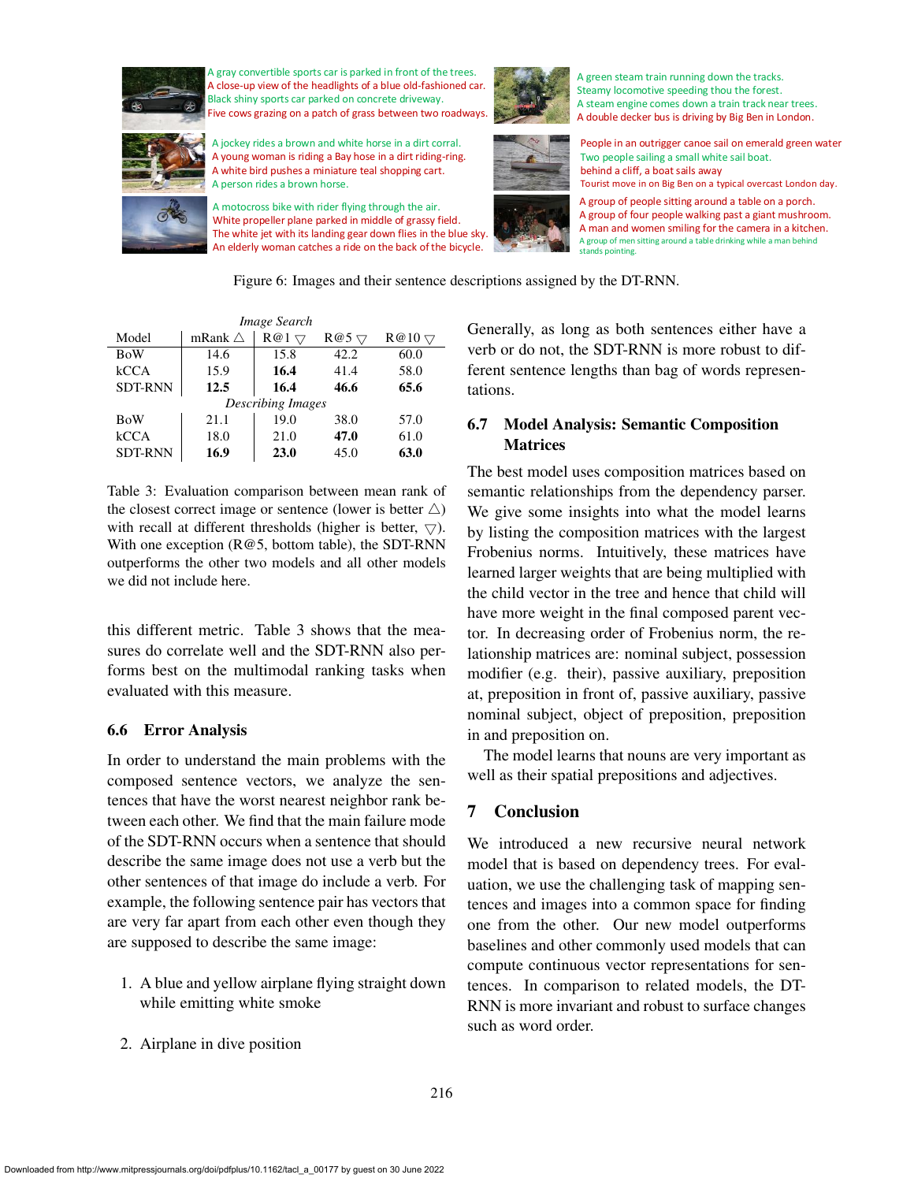A gray convertible sports car is parked in front of the trees.
A close-up view of the headlights of a blue old-fashioned car.
Black shiny sports car parked on concrete driveway.
Five cows grazing on a patch of grass between two roadways.

A green steam train running down the tracks.
Steamy locomotive speeding thou the forest.
A steam engine comes down a train track near trees.
A double decker bus is driving by Big Ben in London.

A jockey rides a brown and white horse in a dirt corral.
A young woman is riding a Bay hose in a dirt riding-ring.
A white bird pushes a miniature teal shopping cart.
A person rides a brown horse.

People in an outrigger canoe sail on emerald green water
Two people sailing a small white sail boat.
behind a cliff, a boat sails away
Tourist move in on Big Ben on a typical overcast London day.

A motocross bike with rider flying through the air.
White propeller plane parked in middle of grassy field.
The white jet with its landing gear down flies in the blue sky.
An elderly woman catches a ride on the back of the bicycle.

A group of people sitting around a table on a porch.
A group of four people walking past a giant mushroom.
A man and women smiling for the camera in a kitchen.
A group of men sitting around a table drinking while a man behind stands pointing.

Figure 6: Images and their sentence descriptions assigned by the DT-RNN.

| Model | mRank △ | R@1 ▽ | R@5 ▽ | R@10 ▽ |
|---|---|---|---|---|
| *Image Search* | | | | |
| BoW | 14.6 | 15.8 | 42.2 | 60.0 |
| kCCA | 15.9 | **16.4** | 41.4 | 58.0 |
| SDT-RNN | **12.5** | **16.4** | **46.6** | **65.6** |
| *Describing Images* | | | | |
| BoW | 21.1 | 19.0 | 38.0 | 57.0 |
| kCCA | 18.0 | 21.0 | **47.0** | 61.0 |
| SDT-RNN | **16.9** | **23.0** | 45.0 | **63.0** |

Table 3: Evaluation comparison between mean rank of the closest correct image or sentence (lower is better △) with recall at different thresholds (higher is better, ▽). With one exception (R@5, bottom table), the SDT-RNN outperforms the other two models and all other models we did not include here.

this different metric. Table 3 shows that the measures do correlate well and the SDT-RNN also performs best on the multimodal ranking tasks when evaluated with this measure.

### 6.6 Error Analysis

In order to understand the main problems with the composed sentence vectors, we analyze the sentences that have the worst nearest neighbor rank between each other. We find that the main failure mode of the SDT-RNN occurs when a sentence that should describe the same image does not use a verb but the other sentences of that image do include a verb. For example, the following sentence pair has vectors that are very far apart from each other even though they are supposed to describe the same image:

1. A blue and yellow airplane flying straight down while emitting white smoke

2. Airplane in dive position

Generally, as long as both sentences either have a verb or do not, the SDT-RNN is more robust to different sentence lengths than bag of words representations.

### 6.7 Model Analysis: Semantic Composition Matrices

The best model uses composition matrices based on semantic relationships from the dependency parser. We give some insights into what the model learns by listing the composition matrices with the largest Frobenius norms. Intuitively, these matrices have learned larger weights that are being multiplied with the child vector in the tree and hence that child will have more weight in the final composed parent vector. In decreasing order of Frobenius norm, the relationship matrices are: nominal subject, possession modifier (e.g. their), passive auxiliary, preposition at, preposition in front of, passive auxiliary, passive nominal subject, object of preposition, preposition in and preposition on.

The model learns that nouns are very important as well as their spatial prepositions and adjectives.

## 7 Conclusion

We introduced a new recursive neural network model that is based on dependency trees. For evaluation, we use the challenging task of mapping sentences and images into a common space for finding one from the other. Our new model outperforms baselines and other commonly used models that can compute continuous vector representations for sentences. In comparison to related models, the DT-RNN is more invariant and robust to surface changes such as word order.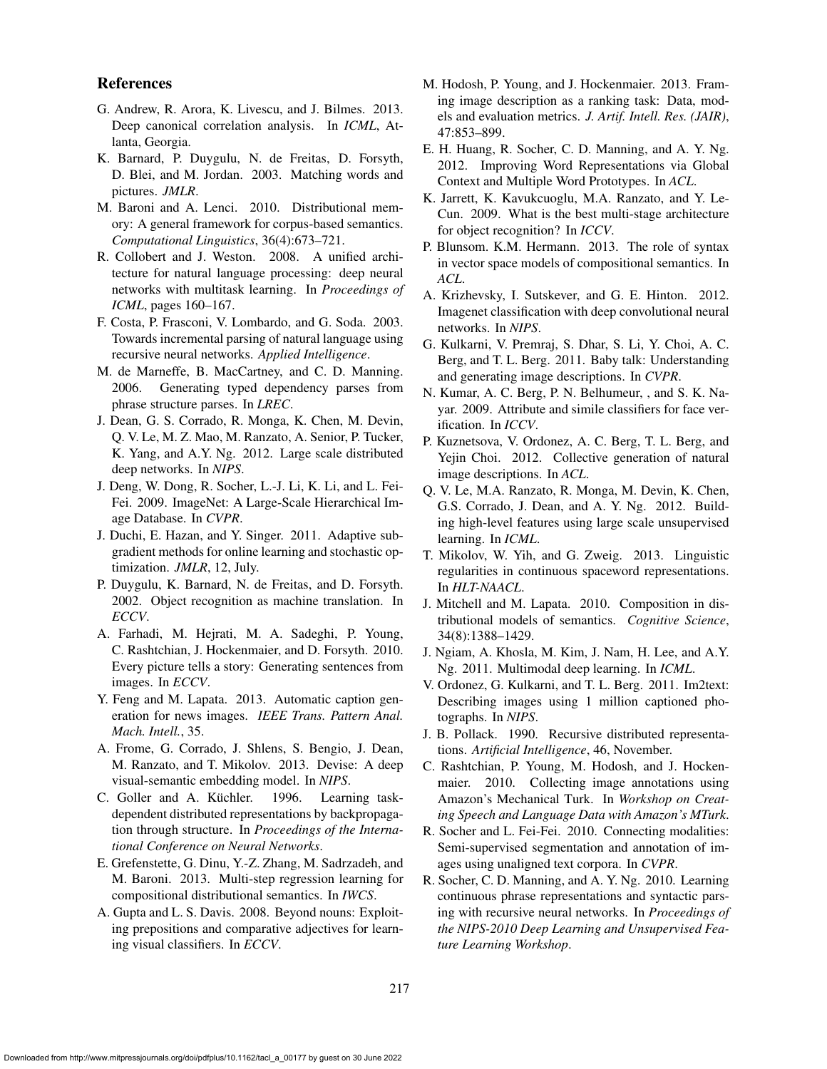## References

G. Andrew, R. Arora, K. Livescu, and J. Bilmes. 2013. Deep canonical correlation analysis. In *ICML*, Atlanta, Georgia.

K. Barnard, P. Duygulu, N. de Freitas, D. Forsyth, D. Blei, and M. Jordan. 2003. Matching words and pictures. *JMLR*.

M. Baroni and A. Lenci. 2010. Distributional memory: A general framework for corpus-based semantics. *Computational Linguistics*, 36(4):673–721.

R. Collobert and J. Weston. 2008. A unified architecture for natural language processing: deep neural networks with multitask learning. In *Proceedings of ICML*, pages 160–167.

F. Costa, P. Frasconi, V. Lombardo, and G. Soda. 2003. Towards incremental parsing of natural language using recursive neural networks. *Applied Intelligence*.

M. de Marneffe, B. MacCartney, and C. D. Manning. 2006. Generating typed dependency parses from phrase structure parses. In *LREC*.

J. Dean, G. S. Corrado, R. Monga, K. Chen, M. Devin, Q. V. Le, M. Z. Mao, M. Ranzato, A. Senior, P. Tucker, K. Yang, and A.Y. Ng. 2012. Large scale distributed deep networks. In *NIPS*.

J. Deng, W. Dong, R. Socher, L.-J. Li, K. Li, and L. Fei-Fei. 2009. ImageNet: A Large-Scale Hierarchical Image Database. In *CVPR*.

J. Duchi, E. Hazan, and Y. Singer. 2011. Adaptive subgradient methods for online learning and stochastic optimization. *JMLR*, 12, July.

P. Duygulu, K. Barnard, N. de Freitas, and D. Forsyth. 2002. Object recognition as machine translation. In *ECCV*.

A. Farhadi, M. Hejrati, M. A. Sadeghi, P. Young, C. Rashtchian, J. Hockenmaier, and D. Forsyth. 2010. Every picture tells a story: Generating sentences from images. In *ECCV*.

Y. Feng and M. Lapata. 2013. Automatic caption generation for news images. *IEEE Trans. Pattern Anal. Mach. Intell.*, 35.

A. Frome, G. Corrado, J. Shlens, S. Bengio, J. Dean, M. Ranzato, and T. Mikolov. 2013. Devise: A deep visual-semantic embedding model. In *NIPS*.

C. Goller and A. Küchler. 1996. Learning task-dependent distributed representations by backpropagation through structure. In *Proceedings of the International Conference on Neural Networks*.

E. Grefenstette, G. Dinu, Y.-Z. Zhang, M. Sadrzadeh, and M. Baroni. 2013. Multi-step regression learning for compositional distributional semantics. In *IWCS*.

A. Gupta and L. S. Davis. 2008. Beyond nouns: Exploiting prepositions and comparative adjectives for learning visual classifiers. In *ECCV*.

M. Hodosh, P. Young, and J. Hockenmaier. 2013. Framing image description as a ranking task: Data, models and evaluation metrics. *J. Artif. Intell. Res. (JAIR)*, 47:853–899.

E. H. Huang, R. Socher, C. D. Manning, and A. Y. Ng. 2012. Improving Word Representations via Global Context and Multiple Word Prototypes. In *ACL*.

K. Jarrett, K. Kavukcuoglu, M.A. Ranzato, and Y. LeCun. 2009. What is the best multi-stage architecture for object recognition? In *ICCV*.

P. Blunsom. K.M. Hermann. 2013. The role of syntax in vector space models of compositional semantics. In *ACL*.

A. Krizhevsky, I. Sutskever, and G. E. Hinton. 2012. Imagenet classification with deep convolutional neural networks. In *NIPS*.

G. Kulkarni, V. Premraj, S. Dhar, S. Li, Y. Choi, A. C. Berg, and T. L. Berg. 2011. Baby talk: Understanding and generating image descriptions. In *CVPR*.

N. Kumar, A. C. Berg, P. N. Belhumeur, , and S. K. Nayar. 2009. Attribute and simile classifiers for face verification. In *ICCV*.

P. Kuznetsova, V. Ordonez, A. C. Berg, T. L. Berg, and Yejin Choi. 2012. Collective generation of natural image descriptions. In *ACL*.

Q. V. Le, M.A. Ranzato, R. Monga, M. Devin, K. Chen, G.S. Corrado, J. Dean, and A. Y. Ng. 2012. Building high-level features using large scale unsupervised learning. In *ICML*.

T. Mikolov, W. Yih, and G. Zweig. 2013. Linguistic regularities in continuous spaceword representations. In *HLT-NAACL*.

J. Mitchell and M. Lapata. 2010. Composition in distributional models of semantics. *Cognitive Science*, 34(8):1388–1429.

J. Ngiam, A. Khosla, M. Kim, J. Nam, H. Lee, and A.Y. Ng. 2011. Multimodal deep learning. In *ICML*.

V. Ordonez, G. Kulkarni, and T. L. Berg. 2011. Im2text: Describing images using 1 million captioned photographs. In *NIPS*.

J. B. Pollack. 1990. Recursive distributed representations. *Artificial Intelligence*, 46, November.

C. Rashtchian, P. Young, M. Hodosh, and J. Hockenmaier. 2010. Collecting image annotations using Amazon's Mechanical Turk. In *Workshop on Creating Speech and Language Data with Amazon's MTurk*.

R. Socher and L. Fei-Fei. 2010. Connecting modalities: Semi-supervised segmentation and annotation of images using unaligned text corpora. In *CVPR*.

R. Socher, C. D. Manning, and A. Y. Ng. 2010. Learning continuous phrase representations and syntactic parsing with recursive neural networks. In *Proceedings of the NIPS-2010 Deep Learning and Unsupervised Feature Learning Workshop*.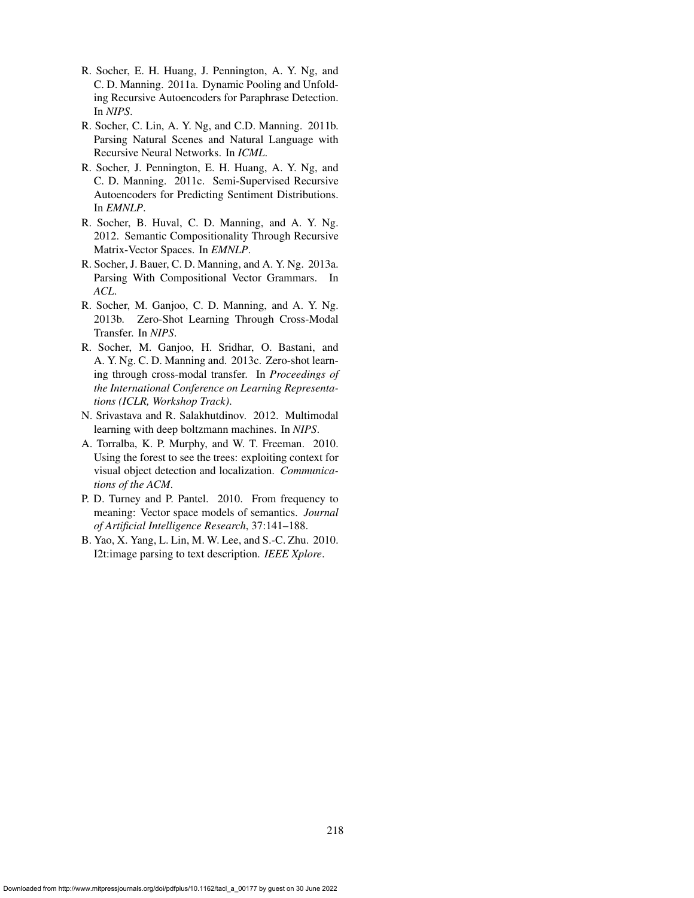R. Socher, E. H. Huang, J. Pennington, A. Y. Ng, and C. D. Manning. 2011a. Dynamic Pooling and Unfolding Recursive Autoencoders for Paraphrase Detection. In *NIPS*.

R. Socher, C. Lin, A. Y. Ng, and C.D. Manning. 2011b. Parsing Natural Scenes and Natural Language with Recursive Neural Networks. In *ICML*.

R. Socher, J. Pennington, E. H. Huang, A. Y. Ng, and C. D. Manning. 2011c. Semi-Supervised Recursive Autoencoders for Predicting Sentiment Distributions. In *EMNLP*.

R. Socher, B. Huval, C. D. Manning, and A. Y. Ng. 2012. Semantic Compositionality Through Recursive Matrix-Vector Spaces. In *EMNLP*.

R. Socher, J. Bauer, C. D. Manning, and A. Y. Ng. 2013a. Parsing With Compositional Vector Grammars. In *ACL*.

R. Socher, M. Ganjoo, C. D. Manning, and A. Y. Ng. 2013b. Zero-Shot Learning Through Cross-Modal Transfer. In *NIPS*.

R. Socher, M. Ganjoo, H. Sridhar, O. Bastani, and A. Y. Ng. C. D. Manning and. 2013c. Zero-shot learning through cross-modal transfer. In *Proceedings of the International Conference on Learning Representations (ICLR, Workshop Track)*.

N. Srivastava and R. Salakhutdinov. 2012. Multimodal learning with deep boltzmann machines. In *NIPS*.

A. Torralba, K. P. Murphy, and W. T. Freeman. 2010. Using the forest to see the trees: exploiting context for visual object detection and localization. *Communications of the ACM*.

P. D. Turney and P. Pantel. 2010. From frequency to meaning: Vector space models of semantics. *Journal of Artificial Intelligence Research*, 37:141–188.

B. Yao, X. Yang, L. Lin, M. W. Lee, and S.-C. Zhu. 2010. I2t:image parsing to text description. *IEEE Xplore*.